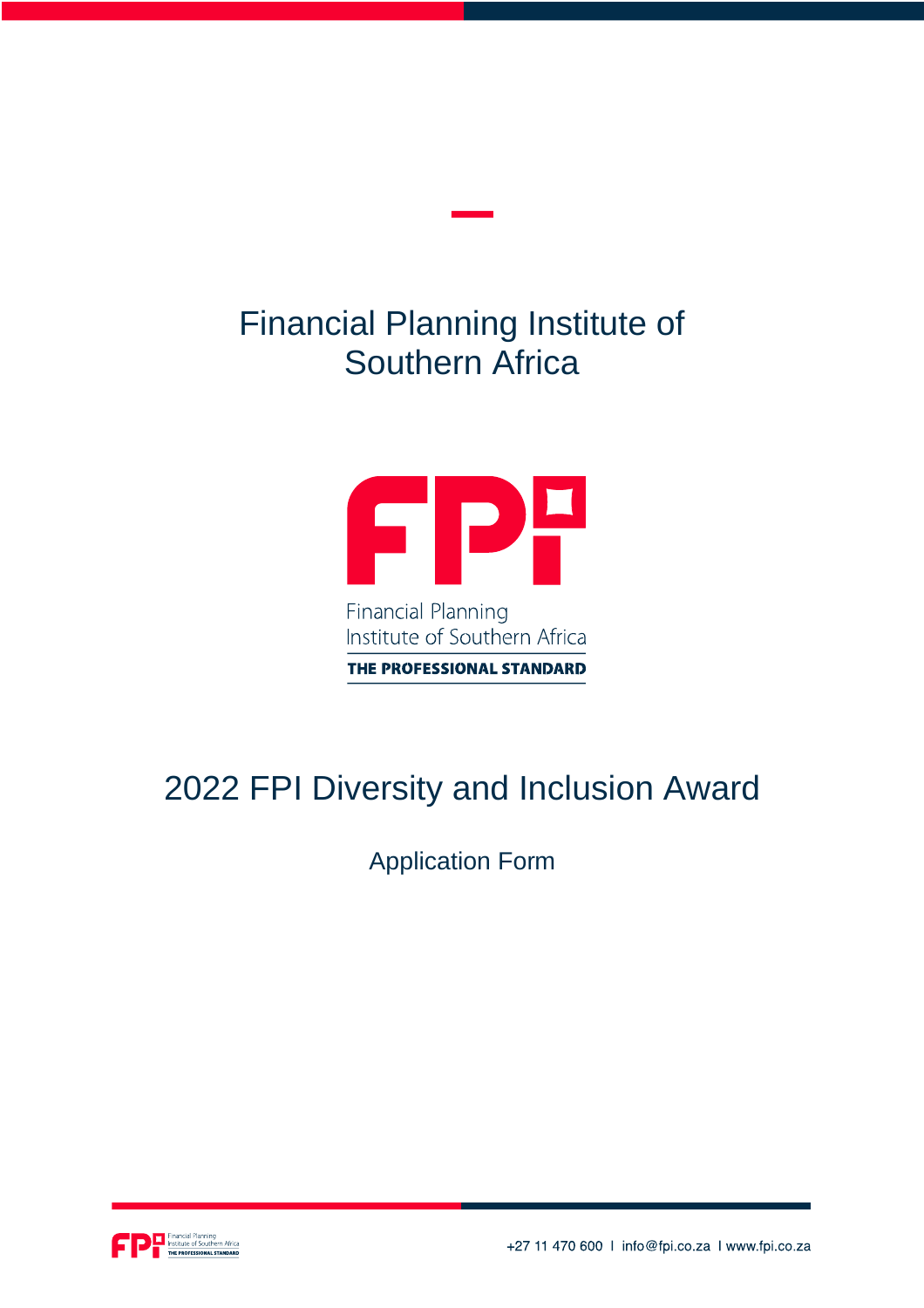# Financial Planning Institute of Southern Africa

Financial Planning
Institute of Southern Africa
THE PROFESSIONAL STANDARD

## 2022 FPI Diversity and Inclusion Award

Application Form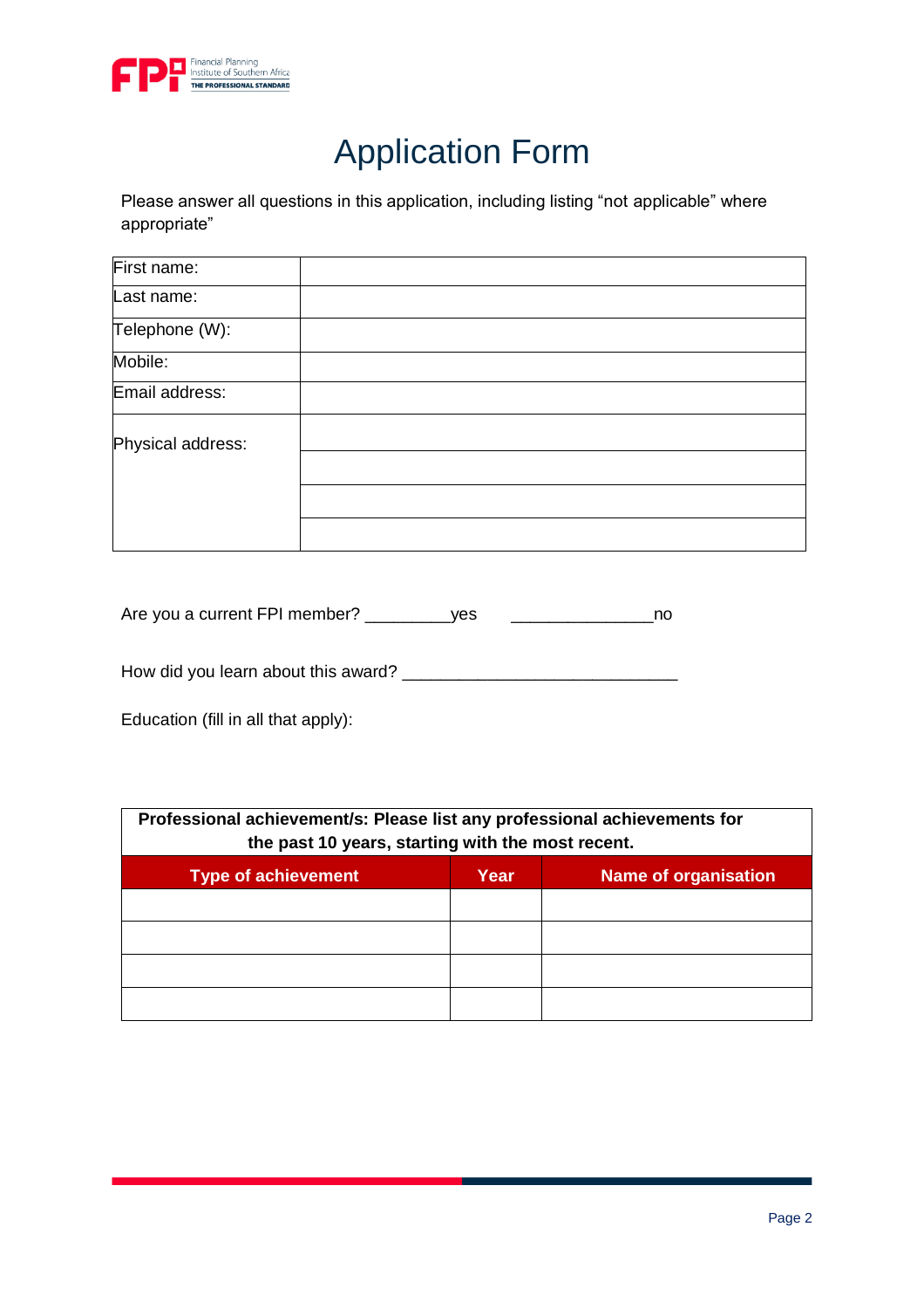# Application Form

Please answer all questions in this application, including listing "not applicable" where appropriate"

| First name: | |
|---|---|
| Last name: | |
| Telephone (W): | |
| Mobile: | |
| Email address: | |
| Physical address: | |
| | |
| | |
| | |

Are you a current FPI member? _________yes _______________no

How did you learn about this award? _____________________________

Education (fill in all that apply):

| **Professional achievement/s: Please list any professional achievements for the past 10 years, starting with the most recent.** | | |
|---|---|---|
| **Type of achievement** | **Year** | **Name of organisation** |
| | | |
| | | |
| | | |
| | | |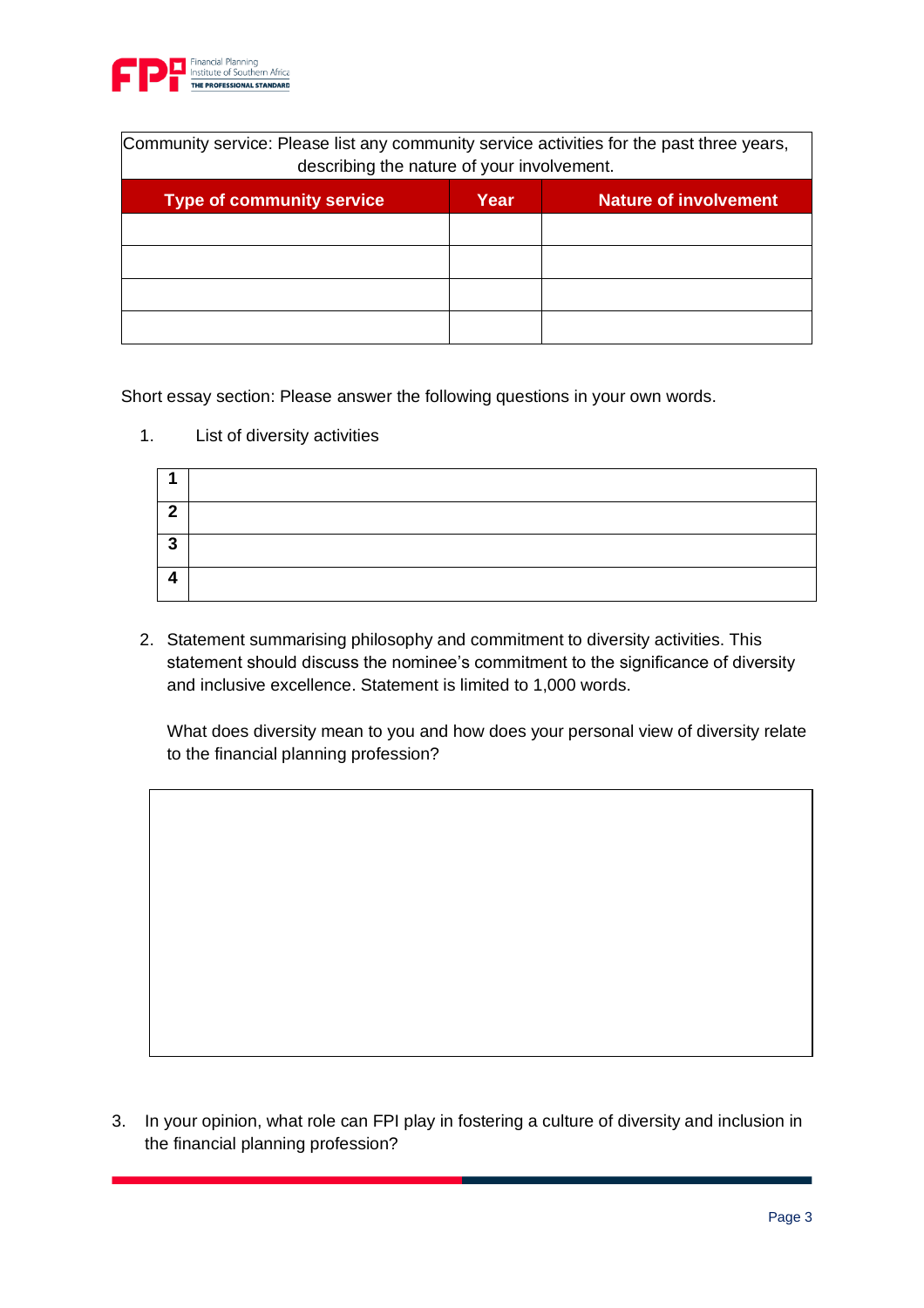| Community service: Please list any community service activities for the past three years, describing the nature of your involvement. | | |
|---|---|---|
| **Type of community service** | **Year** | **Nature of involvement** |
| | | |
| | | |
| | | |
| | | |

Short essay section: Please answer the following questions in your own words.

1. List of diversity activities

| | |
|---|---|
| **1** | |
| **2** | |
| **3** | |
| **4** | |

2. Statement summarising philosophy and commitment to diversity activities. This statement should discuss the nominee's commitment to the significance of diversity and inclusive excellence. Statement is limited to 1,000 words.

   What does diversity mean to you and how does your personal view of diversity relate to the financial planning profession?

| |
|---|
| |

3. In your opinion, what role can FPI play in fostering a culture of diversity and inclusion in the financial planning profession?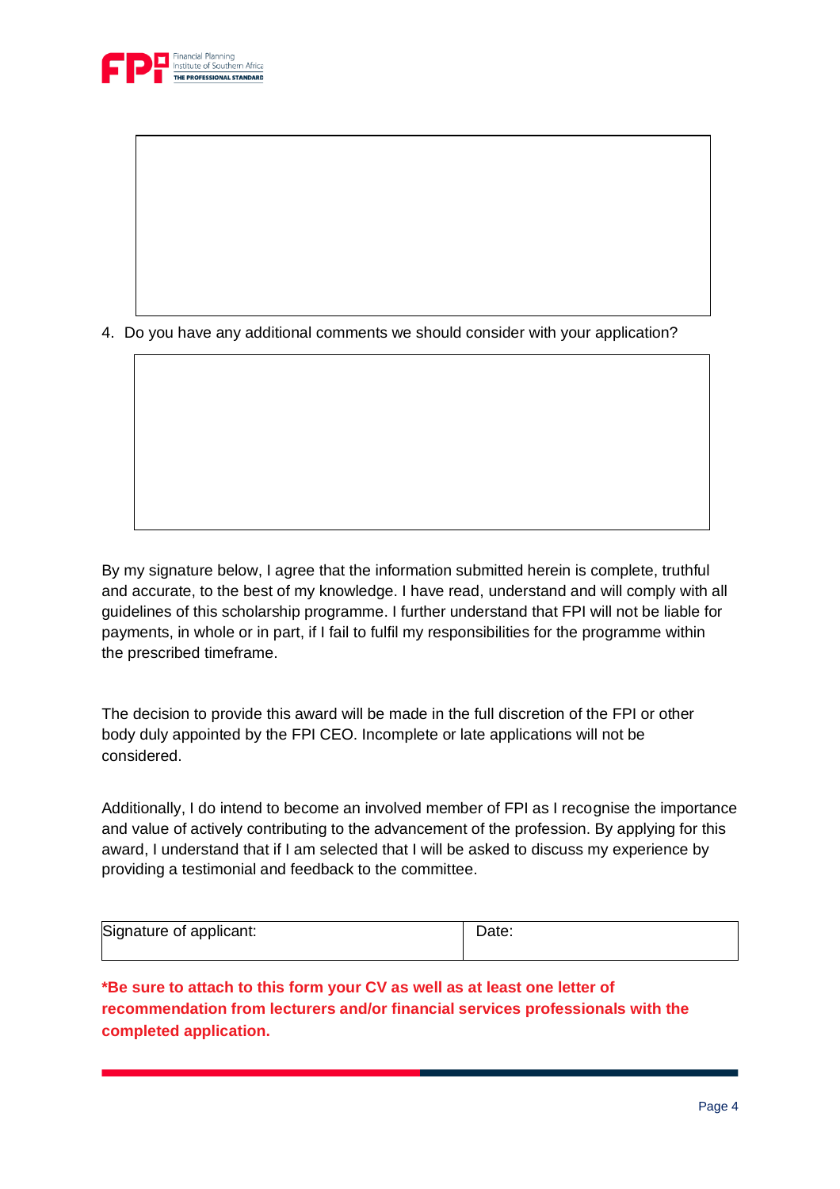4. Do you have any additional comments we should consider with your application?

By my signature below, I agree that the information submitted herein is complete, truthful and accurate, to the best of my knowledge. I have read, understand and will comply with all guidelines of this scholarship programme. I further understand that FPI will not be liable for payments, in whole or in part, if I fail to fulfil my responsibilities for the programme within the prescribed timeframe.

The decision to provide this award will be made in the full discretion of the FPI or other body duly appointed by the FPI CEO. Incomplete or late applications will not be considered.

Additionally, I do intend to become an involved member of FPI as I recognise the importance and value of actively contributing to the advancement of the profession. By applying for this award, I understand that if I am selected that I will be asked to discuss my experience by providing a testimonial and feedback to the committee.

| Signature of applicant: | Date: |
| --- | --- |

**\*Be sure to attach to this form your CV as well as at least one letter of recommendation from lecturers and/or financial services professionals with the completed application.**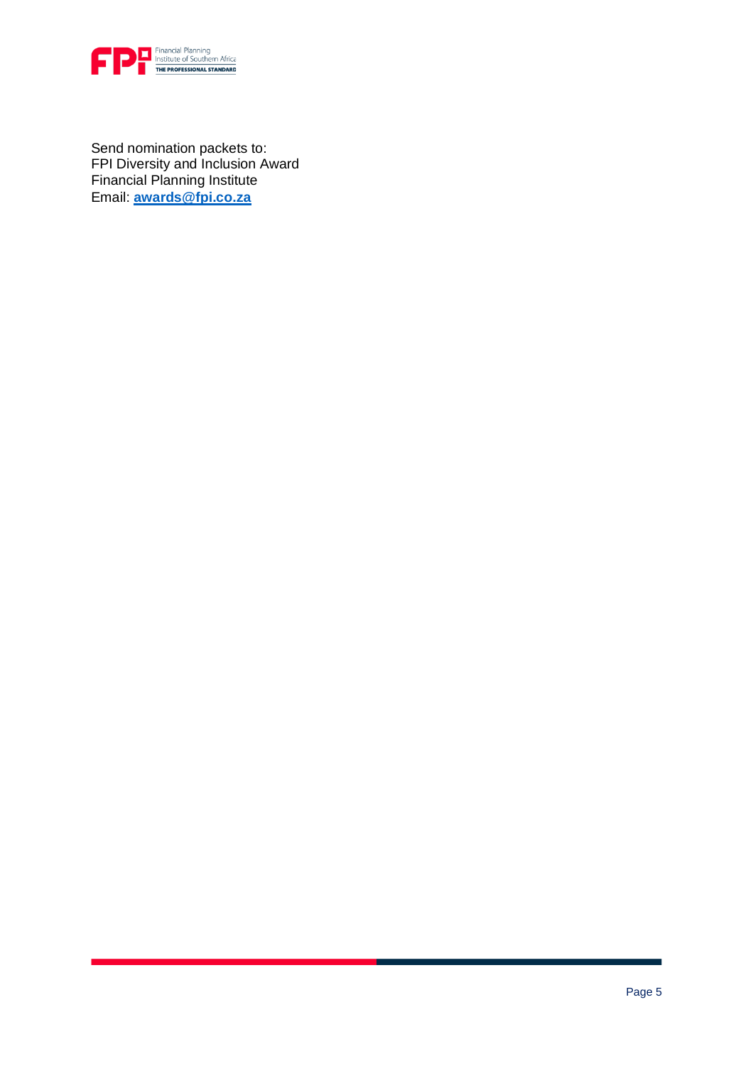Send nomination packets to:
FPI Diversity and Inclusion Award
Financial Planning Institute
Email: **awards@fpi.co.za**